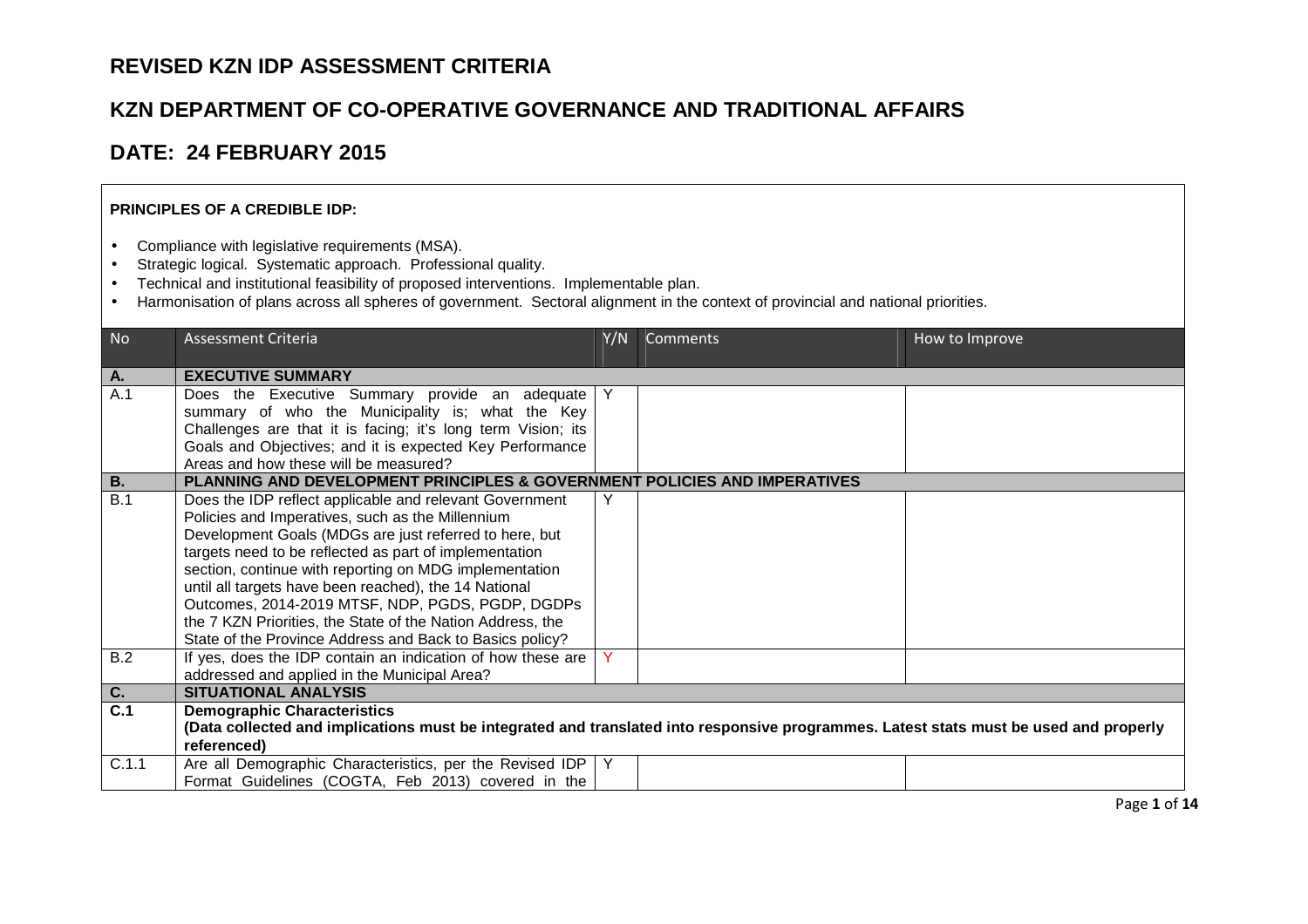# REVISED KZN IDP ASSESSMENT CRITERIA

# KZN DEPARTMENT OF CO-OPERATIVE GOVERNANCE AND TRADITIONAL AFFAIRS

# DATE: 24 FEBRUARY 2015

**PRINCIPLES OF A CREDIBLE IDP:**

- Compliance with legislative requirements (MSA).
- Strategic logical. Systematic approach. Professional quality.
- Technical and institutional feasibility of proposed interventions. Implementable plan.
- Harmonisation of plans across all spheres of government. Sectoral alignment in the context of provincial and national priorities.

| No | Assessment Criteria | Y/N | Comments | How to Improve |
|---|---|---|---|---|
| **A.** | **EXECUTIVE SUMMARY** | | | |
| A.1 | Does the Executive Summary provide an adequate summary of who the Municipality is; what the Key Challenges are that it is facing; it's long term Vision; its Goals and Objectives; and it is expected Key Performance Areas and how these will be measured? | Y | | |
| **B.** | **PLANNING AND DEVELOPMENT PRINCIPLES & GOVERNMENT POLICIES AND IMPERATIVES** | | | |
| B.1 | Does the IDP reflect applicable and relevant Government Policies and Imperatives, such as the Millennium Development Goals (MDGs are just referred to here, but targets need to be reflected as part of implementation section, continue with reporting on MDG implementation until all targets have been reached), the 14 National Outcomes, 2014-2019 MTSF, NDP, PGDS, PGDP, DGDPs the 7 KZN Priorities, the State of the Nation Address, the State of the Province Address and Back to Basics policy? | Y | | |
| B.2 | If yes, does the IDP contain an indication of how these are addressed and applied in the Municipal Area? | Y | | |
| **C.** | **SITUATIONAL ANALYSIS** | | | |
| **C.1** | **Demographic Characteristics** **(Data collected and implications must be integrated and translated into responsive programmes. Latest stats must be used and properly referenced)** | | | |
| C.1.1 | Are all Demographic Characteristics, per the Revised IDP Format Guidelines (COGTA, Feb 2013) covered in the | Y | | |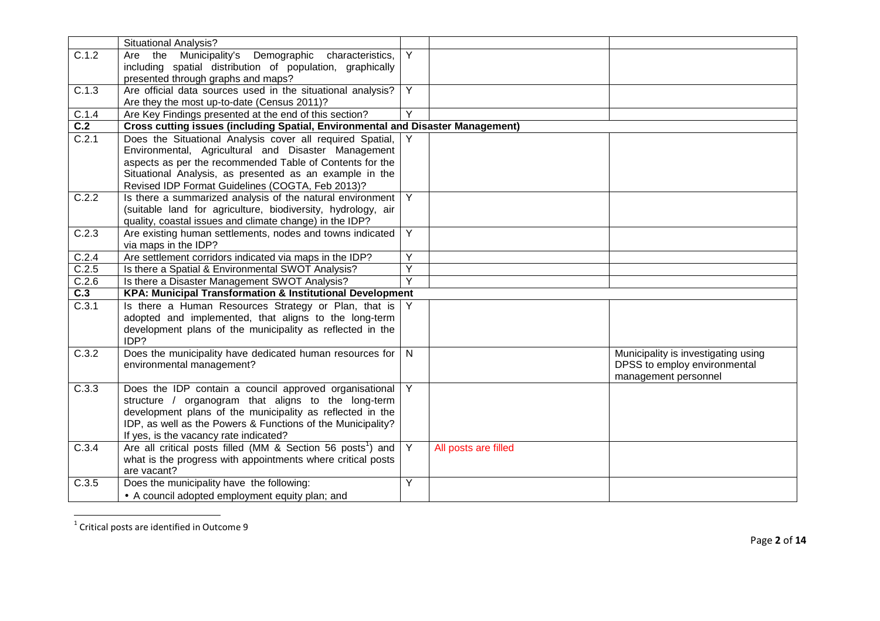| | | | | |
|---|---|---|---|---|
| | Situational Analysis? | | | |
| C.1.2 | Are the Municipality's Demographic characteristics, including spatial distribution of population, graphically presented through graphs and maps? | Y | | |
| C.1.3 | Are official data sources used in the situational analysis? Are they the most up-to-date (Census 2011)? | Y | | |
| C.1.4 | Are Key Findings presented at the end of this section? | Y | | |
| **C.2** | **Cross cutting issues (including Spatial, Environmental and Disaster Management)** | | | |
| C.2.1 | Does the Situational Analysis cover all required Spatial, Environmental, Agricultural and Disaster Management aspects as per the recommended Table of Contents for the Situational Analysis, as presented as an example in the Revised IDP Format Guidelines (COGTA, Feb 2013)? | Y | | |
| C.2.2 | Is there a summarized analysis of the natural environment (suitable land for agriculture, biodiversity, hydrology, air quality, coastal issues and climate change) in the IDP? | Y | | |
| C.2.3 | Are existing human settlements, nodes and towns indicated via maps in the IDP? | Y | | |
| C.2.4 | Are settlement corridors indicated via maps in the IDP? | Y | | |
| C.2.5 | Is there a Spatial & Environmental SWOT Analysis? | Y | | |
| C.2.6 | Is there a Disaster Management SWOT Analysis? | Y | | |
| **C.3** | **KPA: Municipal Transformation & Institutional Development** | | | |
| C.3.1 | Is there a Human Resources Strategy or Plan, that is adopted and implemented, that aligns to the long-term development plans of the municipality as reflected in the IDP? | Y | | |
| C.3.2 | Does the municipality have dedicated human resources for environmental management? | N | | Municipality is investigating using DPSS to employ environmental management personnel |
| C.3.3 | Does the IDP contain a council approved organisational structure / organogram that aligns to the long-term development plans of the municipality as reflected in the IDP, as well as the Powers & Functions of the Municipality? If yes, is the vacancy rate indicated? | Y | | |
| C.3.4 | Are all critical posts filled (MM & Section 56 posts[1]) and what is the progress with appointments where critical posts are vacant? | Y | All posts are filled | |
| C.3.5 | Does the municipality have the following:<br>• A council adopted employment equity plan; and | Y | | |

[1] Critical posts are identified in Outcome 9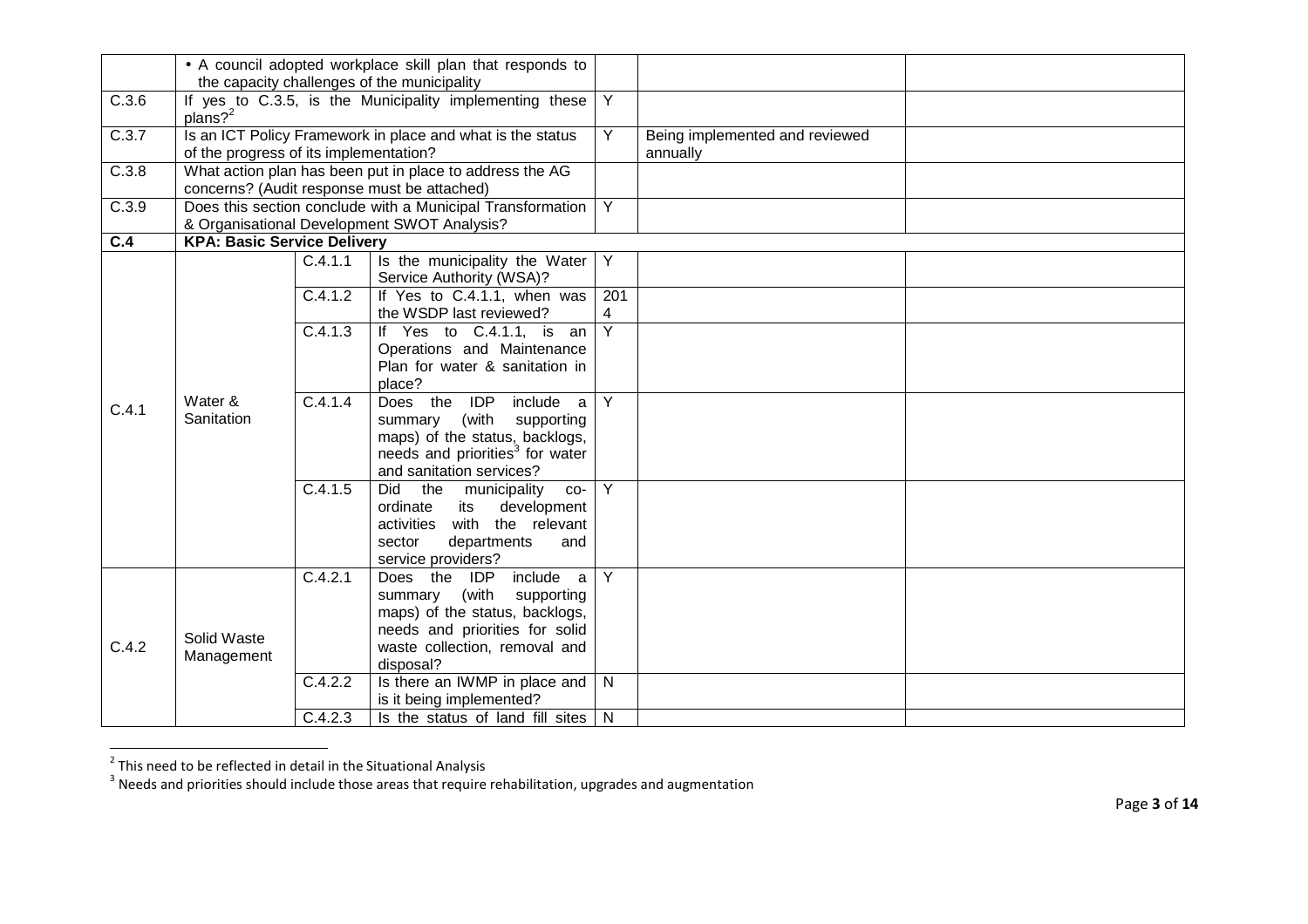| | | | | | | |
|---|---|---|---|---|---|---|
| | • A council adopted workplace skill plan that responds to the capacity challenges of the municipality | | | | | |
| C.3.6 | If yes to C.3.5, is the Municipality implementing these plans?[2] | | | Y | | |
| C.3.7 | Is an ICT Policy Framework in place and what is the status of the progress of its implementation? | | | Y | Being implemented and reviewed annually | |
| C.3.8 | What action plan has been put in place to address the AG concerns? (Audit response must be attached) | | | | | |
| C.3.9 | Does this section conclude with a Municipal Transformation & Organisational Development SWOT Analysis? | | | Y | | |
| **C.4** | **KPA: Basic Service Delivery** | | | | | |
| C.4.1 | Water & Sanitation | C.4.1.1 | Is the municipality the Water Service Authority (WSA)? | Y | | |
| | | C.4.1.2 | If Yes to C.4.1.1, when was the WSDP last reviewed? | 2014 | | |
| | | C.4.1.3 | If Yes to C.4.1.1, is an Operations and Maintenance Plan for water & sanitation in place? | Y | | |
| | | C.4.1.4 | Does the IDP include a summary (with supporting maps) of the status, backlogs, needs and priorities[3] for water and sanitation services? | Y | | |
| | | C.4.1.5 | Did the municipality co-ordinate its development activities with the relevant sector departments and service providers? | Y | | |
| C.4.2 | Solid Waste Management | C.4.2.1 | Does the IDP include a summary (with supporting maps) of the status, backlogs, needs and priorities for solid waste collection, removal and disposal? | Y | | |
| | | C.4.2.2 | Is there an IWMP in place and is it being implemented? | N | | |
| | | C.4.2.3 | Is the status of land fill sites | N | | |

[2] This need to be reflected in detail in the Situational Analysis

[3] Needs and priorities should include those areas that require rehabilitation, upgrades and augmentation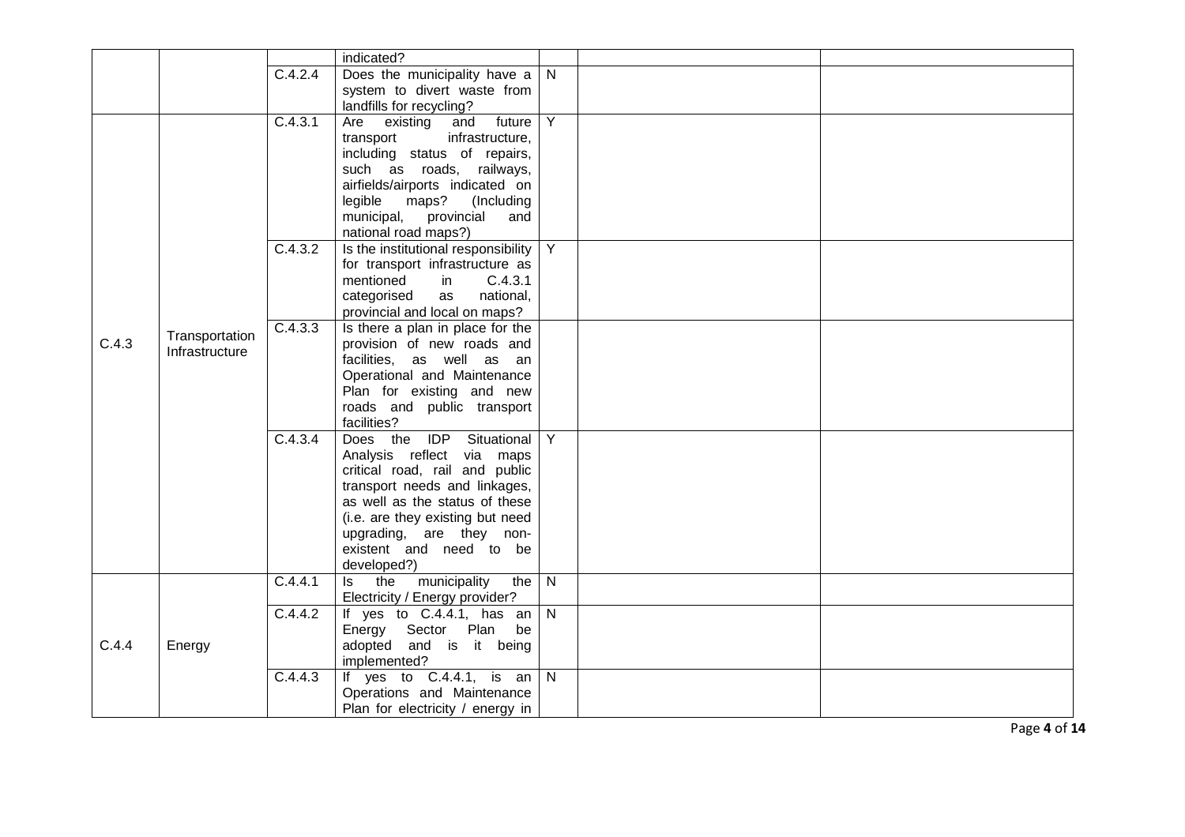| | | | | | | |
|---|---|---|---|---|---|---|
| | | | indicated? | | | |
| | | C.4.2.4 | Does the municipality have a system to divert waste from landfills for recycling? | N | | |
| C.4.3 | Transportation Infrastructure | C.4.3.1 | Are existing and future transport infrastructure, including status of repairs, such as roads, railways, airfields/airports indicated on legible maps? (Including municipal, provincial and national road maps?) | Y | | |
| | | C.4.3.2 | Is the institutional responsibility for transport infrastructure as mentioned in C.4.3.1 categorised as national, provincial and local on maps? | Y | | |
| | | C.4.3.3 | Is there a plan in place for the provision of new roads and facilities, as well as an Operational and Maintenance Plan for existing and new roads and public transport facilities? | | | |
| | | C.4.3.4 | Does the IDP Situational Analysis reflect via maps critical road, rail and public transport needs and linkages, as well as the status of these (i.e. are they existing but need upgrading, are they non-existent and need to be developed?) | Y | | |
| C.4.4 | Energy | C.4.4.1 | Is the municipality the Electricity / Energy provider? | N | | |
| | | C.4.4.2 | If yes to C.4.4.1, has an Energy Sector Plan be adopted and is it being implemented? | N | | |
| | | C.4.4.3 | If yes to C.4.4.1, is an Operations and Maintenance Plan for electricity / energy in | N | | |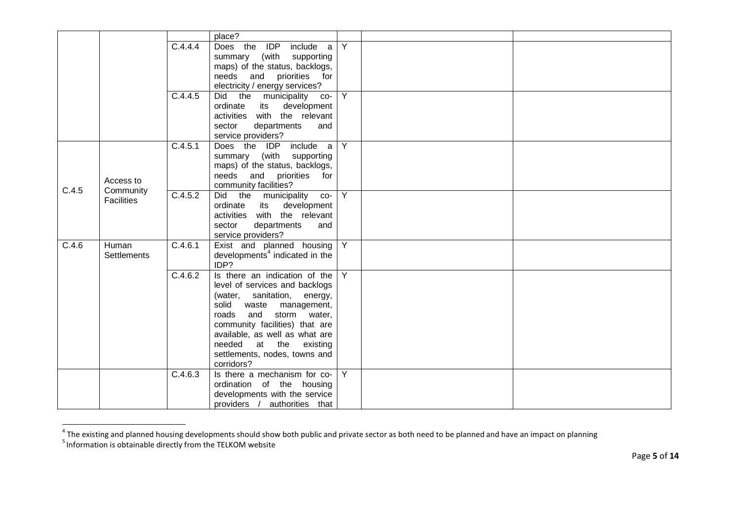| | | | | | | |
|---|---|---|---|---|---|---|
| | | | place? | | | |
| | | C.4.4.4 | Does the IDP include a summary (with supporting maps) of the status, backlogs, needs and priorities for electricity / energy services? | Y | | |
| | | C.4.4.5 | Did the municipality co-ordinate its development activities with the relevant sector departments and service providers? | Y | | |
| C.4.5 | Access to Community Facilities | C.4.5.1 | Does the IDP include a summary (with supporting maps) of the status, backlogs, needs and priorities for community facilities? | Y | | |
| | | C.4.5.2 | Did the municipality co-ordinate its development activities with the relevant sector departments and service providers? | Y | | |
| C.4.6 | Human Settlements | C.4.6.1 | Exist and planned housing developments[4] indicated in the IDP? | Y | | |
| | | C.4.6.2 | Is there an indication of the level of services and backlogs (water, sanitation, energy, solid waste management, roads and storm water, community facilities) that are available, as well as what are needed at the existing settlements, nodes, towns and corridors? | Y | | |
| | | C.4.6.3 | Is there a mechanism for co-ordination of the housing developments with the service providers / authorities that | Y | | |

[4] The existing and planned housing developments should show both public and private sector as both need to be planned and have an impact on planning

[5] Information is obtainable directly from the TELKOM website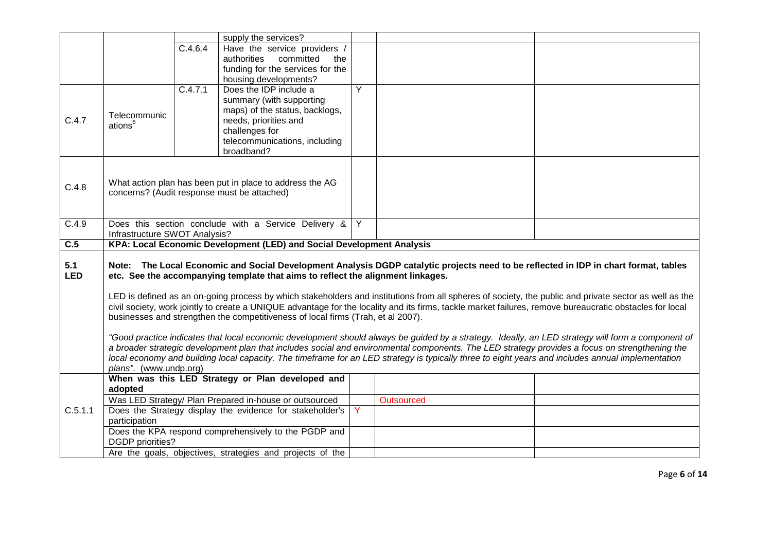| | | | | | | |
|---|---|---|---|---|---|---|
| | | | supply the services? | | | |
| | | C.4.6.4 | Have the service providers / authorities committed the funding for the services for the housing developments? | | | |
| C.4.7 | Telecommunications[6] | C.4.7.1 | Does the IDP include a summary (with supporting maps) of the status, backlogs, needs, priorities and challenges for telecommunications, including broadband? | Y | | |
| C.4.8 | What action plan has been put in place to address the AG concerns? (Audit response must be attached) | | | | | |
| C.4.9 | Does this section conclude with a Service Delivery & Infrastructure SWOT Analysis? | | | Y | | |
| **C.5** | **KPA: Local Economic Development (LED) and Social Development Analysis** | | | | | |
| **5.1 LED** | **Note: The Local Economic and Social Development Analysis DGDP catalytic projects need to be reflected in IDP in chart format, tables etc. See the accompanying template that aims to reflect the alignment linkages.**<br><br>LED is defined as an on-going process by which stakeholders and institutions from all spheres of society, the public and private sector as well as the civil society, work jointly to create a UNIQUE advantage for the locality and its firms, tackle market failures, remove bureaucratic obstacles for local businesses and strengthen the competitiveness of local firms (Trah, et al 2007).<br><br>*"Good practice indicates that local economic development should always be guided by a strategy. Ideally, an LED strategy will form a component of a broader strategic development plan that includes social and environmental components. The LED strategy provides a focus on strengthening the local economy and building local capacity. The timeframe for an LED strategy is typically three to eight years and includes annual implementation plans".* (www.undp.org) | | | | | |
| C.5.1.1 | **When was this LED Strategy or Plan developed and adopted** | | | | | |
| | Was LED Strategy/ Plan Prepared in-house or outsourced | | | | Outsourced | |
| | Does the Strategy display the evidence for stakeholder's participation | | | Y | | |
| | Does the KPA respond comprehensively to the PGDP and DGDP priorities? | | | | | |
| | Are the goals, objectives, strategies and projects of the | | | | | |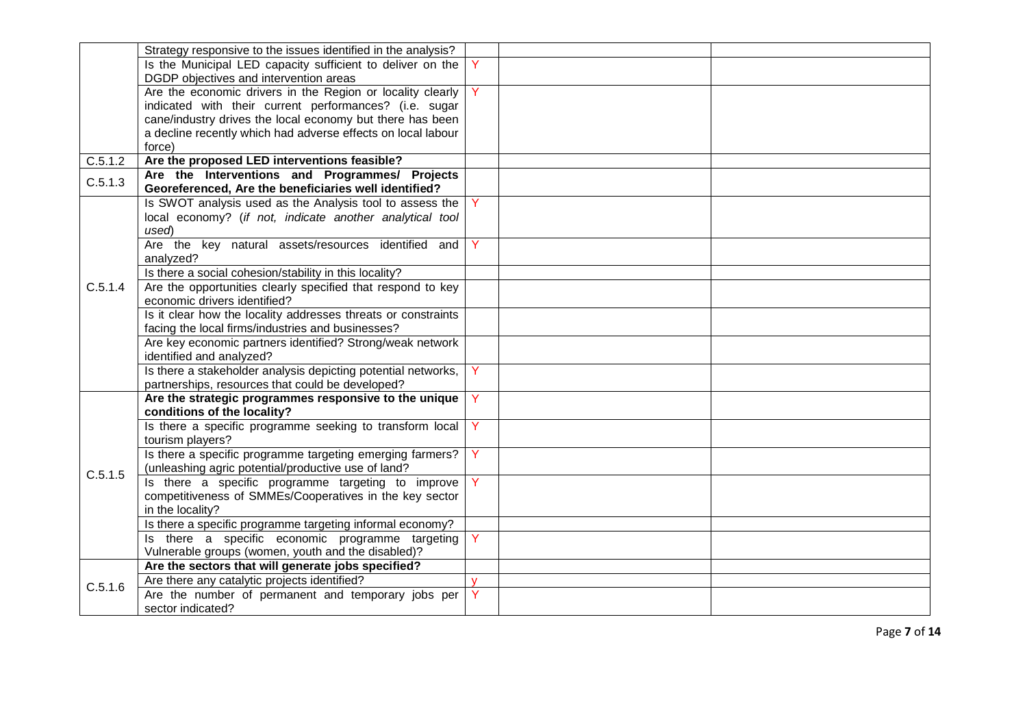| | | | | |
|---|---|---|---|---|
| | Strategy responsive to the issues identified in the analysis? | | | |
| | Is the Municipal LED capacity sufficient to deliver on the DGDP objectives and intervention areas | Y | | |
| | Are the economic drivers in the Region or locality clearly indicated with their current performances? (i.e. sugar cane/industry drives the local economy but there has been a decline recently which had adverse effects on local labour force) | Y | | |
| C.5.1.2 | **Are the proposed LED interventions feasible?** | | | |
| C.5.1.3 | **Are the Interventions and Programmes/ Projects Georeferenced, Are the beneficiaries well identified?** | | | |
| C.5.1.4 | Is SWOT analysis used as the Analysis tool to assess the local economy? (*if not, indicate another analytical tool used*) | Y | | |
| | Are the key natural assets/resources identified and analyzed? | Y | | |
| | Is there a social cohesion/stability in this locality? | | | |
| | Are the opportunities clearly specified that respond to key economic drivers identified? | | | |
| | Is it clear how the locality addresses threats or constraints facing the local firms/industries and businesses? | | | |
| | Are key economic partners identified? Strong/weak network identified and analyzed? | | | |
| | Is there a stakeholder analysis depicting potential networks, partnerships, resources that could be developed? | Y | | |
| C.5.1.5 | **Are the strategic programmes responsive to the unique conditions of the locality?** | Y | | |
| | Is there a specific programme seeking to transform local tourism players? | Y | | |
| | Is there a specific programme targeting emerging farmers? (unleashing agric potential/productive use of land? | Y | | |
| | Is there a specific programme targeting to improve competitiveness of SMMEs/Cooperatives in the key sector in the locality? | Y | | |
| | Is there a specific programme targeting informal economy? | | | |
| | Is there a specific economic programme targeting Vulnerable groups (women, youth and the disabled)? | Y | | |
| C.5.1.6 | **Are the sectors that will generate jobs specified?** | | | |
| | Are there any catalytic projects identified? | y | | |
| | Are the number of permanent and temporary jobs per sector indicated? | Y | | |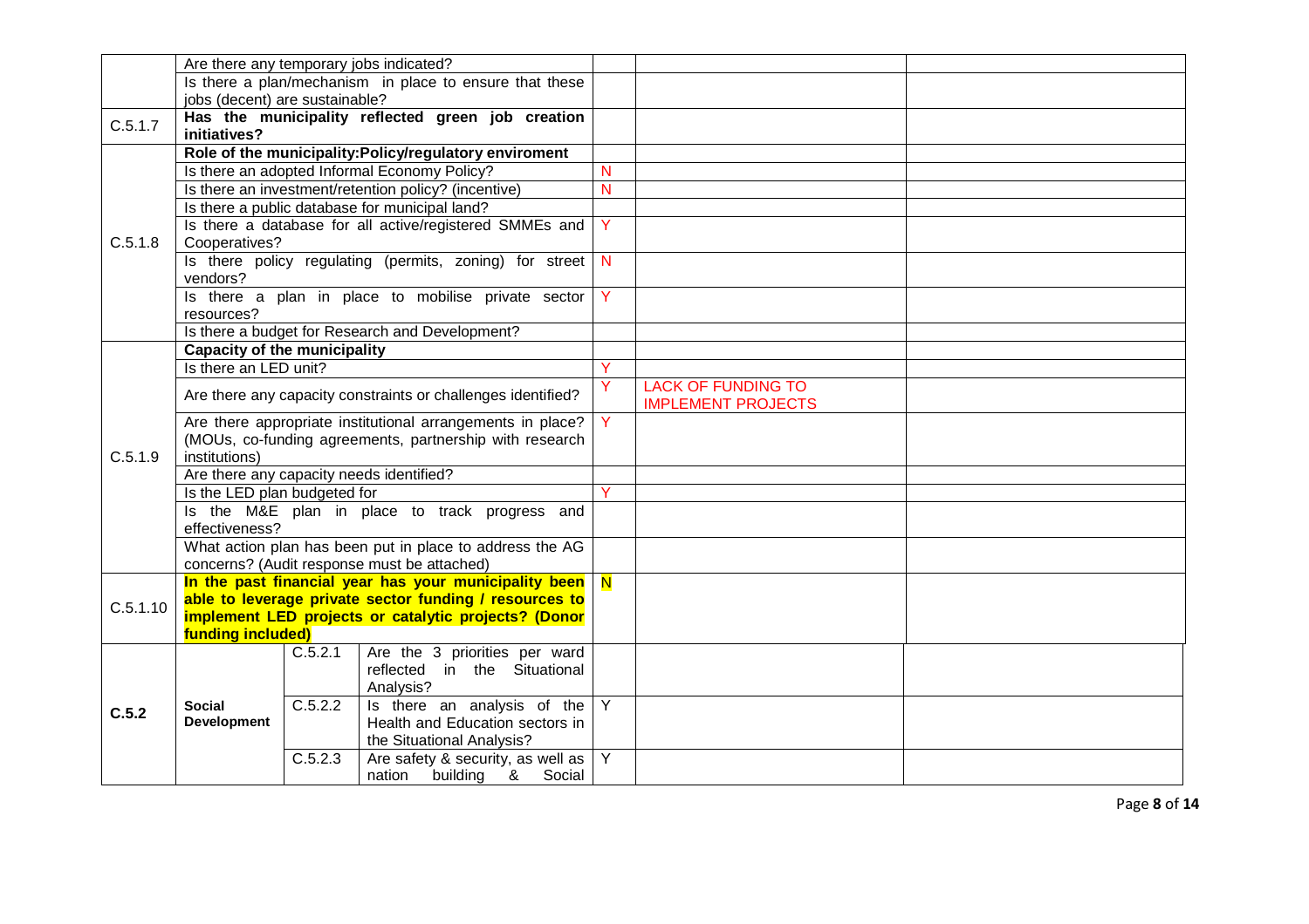| | | | |
|---|---|---|---|
| | Are there any temporary jobs indicated? | | | |
| | Is there a plan/mechanism in place to ensure that these jobs (decent) are sustainable? | | | |
| C.5.1.7 | **Has the municipality reflected green job creation initiatives?** | | | |
| C.5.1.8 | **Role of the municipality:Policy/regulatory enviroment** | | | |
| | Is there an adopted Informal Economy Policy? | N | | |
| | Is there an investment/retention policy? (incentive) | N | | |
| | Is there a public database for municipal land? | | | |
| | Is there a database for all active/registered SMMEs and Cooperatives? | Y | | |
| | Is there policy regulating (permits, zoning) for street vendors? | N | | |
| | Is there a plan in place to mobilise private sector resources? | Y | | |
| | Is there a budget for Research and Development? | | | |
| C.5.1.9 | **Capacity of the municipality** | | | |
| | Is there an LED unit? | Y | | |
| | Are there any capacity constraints or challenges identified? | Y | LACK OF FUNDING TO IMPLEMENT PROJECTS | |
| | Are there appropriate institutional arrangements in place? (MOUs, co-funding agreements, partnership with research institutions) | Y | | |
| | Are there any capacity needs identified? | | | |
| | Is the LED plan budgeted for | Y | | |
| | Is the M&E plan in place to track progress and effectiveness? | | | |
| | What action plan has been put in place to address the AG concerns? (Audit response must be attached) | | | |
| C.5.1.10 | **In the past financial year has your municipality been able to leverage private sector funding / resources to implement LED projects or catalytic projects? (Donor funding included)** | N | | |

| | | | | | | |
|---|---|---|---|---|---|---|
| **C.5.2** | **Social Development** | C.5.2.1 | Are the 3 priorities per ward reflected in the Situational Analysis? | | | |
| | | C.5.2.2 | Is there an analysis of the Health and Education sectors in the Situational Analysis? | Y | | |
| | | C.5.2.3 | Are safety & security, as well as nation building & Social | Y | | |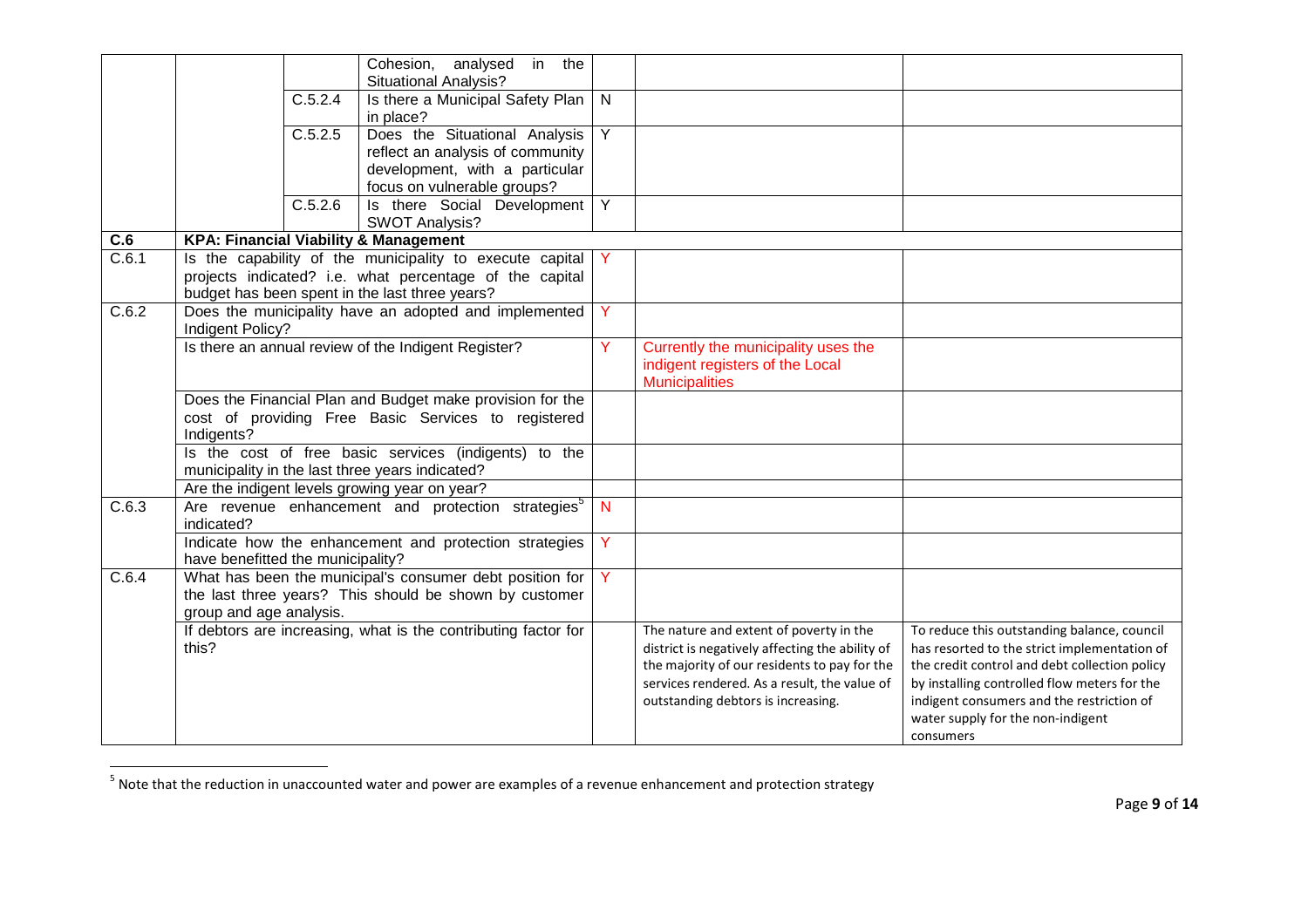| | | | | | | |
|---|---|---|---|---|---|---|
| | | | Cohesion, analysed in the Situational Analysis? | | | |
| | | C.5.2.4 | Is there a Municipal Safety Plan in place? | N | | |
| | | C.5.2.5 | Does the Situational Analysis reflect an analysis of community development, with a particular focus on vulnerable groups? | Y | | |
| | | C.5.2.6 | Is there Social Development SWOT Analysis? | Y | | |
| **C.6** | **KPA: Financial Viability & Management** | | | | | |
| C.6.1 | Is the capability of the municipality to execute capital projects indicated? i.e. what percentage of the capital budget has been spent in the last three years? | | | Y | | |
| C.6.2 | Does the municipality have an adopted and implemented Indigent Policy? | | | Y | | |
| | Is there an annual review of the Indigent Register? | | | Y | Currently the municipality uses the indigent registers of the Local Municipalities | |
| | Does the Financial Plan and Budget make provision for the cost of providing Free Basic Services to registered Indigents? | | | | | |
| | Is the cost of free basic services (indigents) to the municipality in the last three years indicated? | | | | | |
| | Are the indigent levels growing year on year? | | | | | |
| C.6.3 | Are revenue enhancement and protection strategies[5] indicated? | | | N | | |
| | Indicate how the enhancement and protection strategies have benefitted the municipality? | | | Y | | |
| C.6.4 | What has been the municipal's consumer debt position for the last three years? This should be shown by customer group and age analysis. | | | Y | | |
| | If debtors are increasing, what is the contributing factor for this? | | | | The nature and extent of poverty in the district is negatively affecting the ability of the majority of our residents to pay for the services rendered. As a result, the value of outstanding debtors is increasing. | To reduce this outstanding balance, council has resorted to the strict implementation of the credit control and debt collection policy by installing controlled flow meters for the indigent consumers and the restriction of water supply for the non-indigent consumers |

[5] Note that the reduction in unaccounted water and power are examples of a revenue enhancement and protection strategy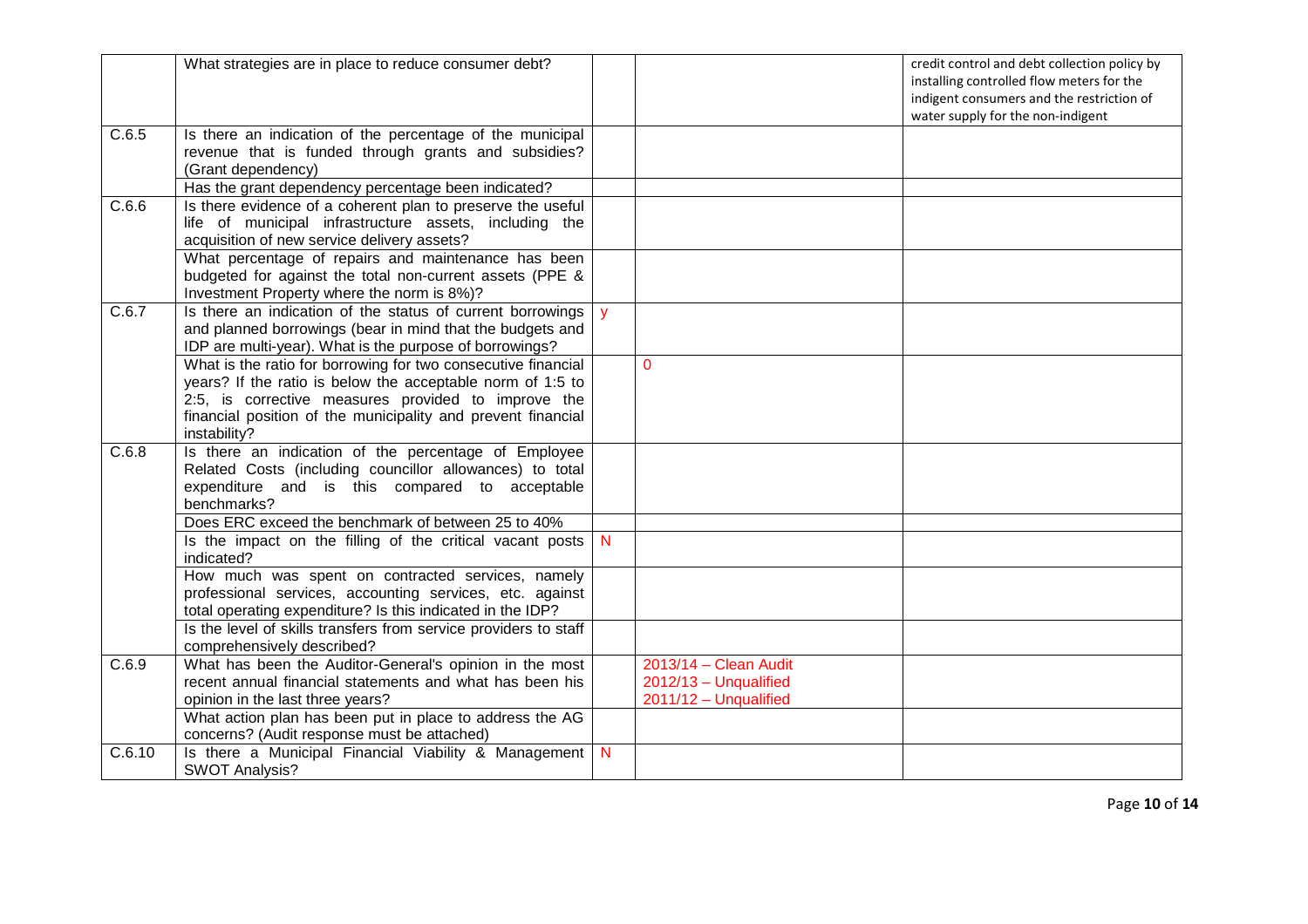| | | | | |
|---|---|---|---|---|
| | What strategies are in place to reduce consumer debt? | | | credit control and debt collection policy by installing controlled flow meters for the indigent consumers and the restriction of water supply for the non-indigent |
| C.6.5 | Is there an indication of the percentage of the municipal revenue that is funded through grants and subsidies? (Grant dependency) | | | |
| | Has the grant dependency percentage been indicated? | | | |
| C.6.6 | Is there evidence of a coherent plan to preserve the useful life of municipal infrastructure assets, including the acquisition of new service delivery assets? | | | |
| | What percentage of repairs and maintenance has been budgeted for against the total non-current assets (PPE & Investment Property where the norm is 8%)? | | | |
| C.6.7 | Is there an indication of the status of current borrowings and planned borrowings (bear in mind that the budgets and IDP are multi-year). What is the purpose of borrowings? | y | | |
| | What is the ratio for borrowing for two consecutive financial years? If the ratio is below the acceptable norm of 1:5 to 2:5, is corrective measures provided to improve the financial position of the municipality and prevent financial instability? | | 0 | |
| C.6.8 | Is there an indication of the percentage of Employee Related Costs (including councillor allowances) to total expenditure and is this compared to acceptable benchmarks? | | | |
| | Does ERC exceed the benchmark of between 25 to 40% | | | |
| | Is the impact on the filling of the critical vacant posts indicated? | N | | |
| | How much was spent on contracted services, namely professional services, accounting services, etc. against total operating expenditure? Is this indicated in the IDP? | | | |
| | Is the level of skills transfers from service providers to staff comprehensively described? | | | |
| C.6.9 | What has been the Auditor-General's opinion in the most recent annual financial statements and what has been his opinion in the last three years? | | 2013/14 – Clean Audit<br>2012/13 – Unqualified<br>2011/12 – Unqualified | |
| | What action plan has been put in place to address the AG concerns? (Audit response must be attached) | | | |
| C.6.10 | Is there a Municipal Financial Viability & Management SWOT Analysis? | N | | |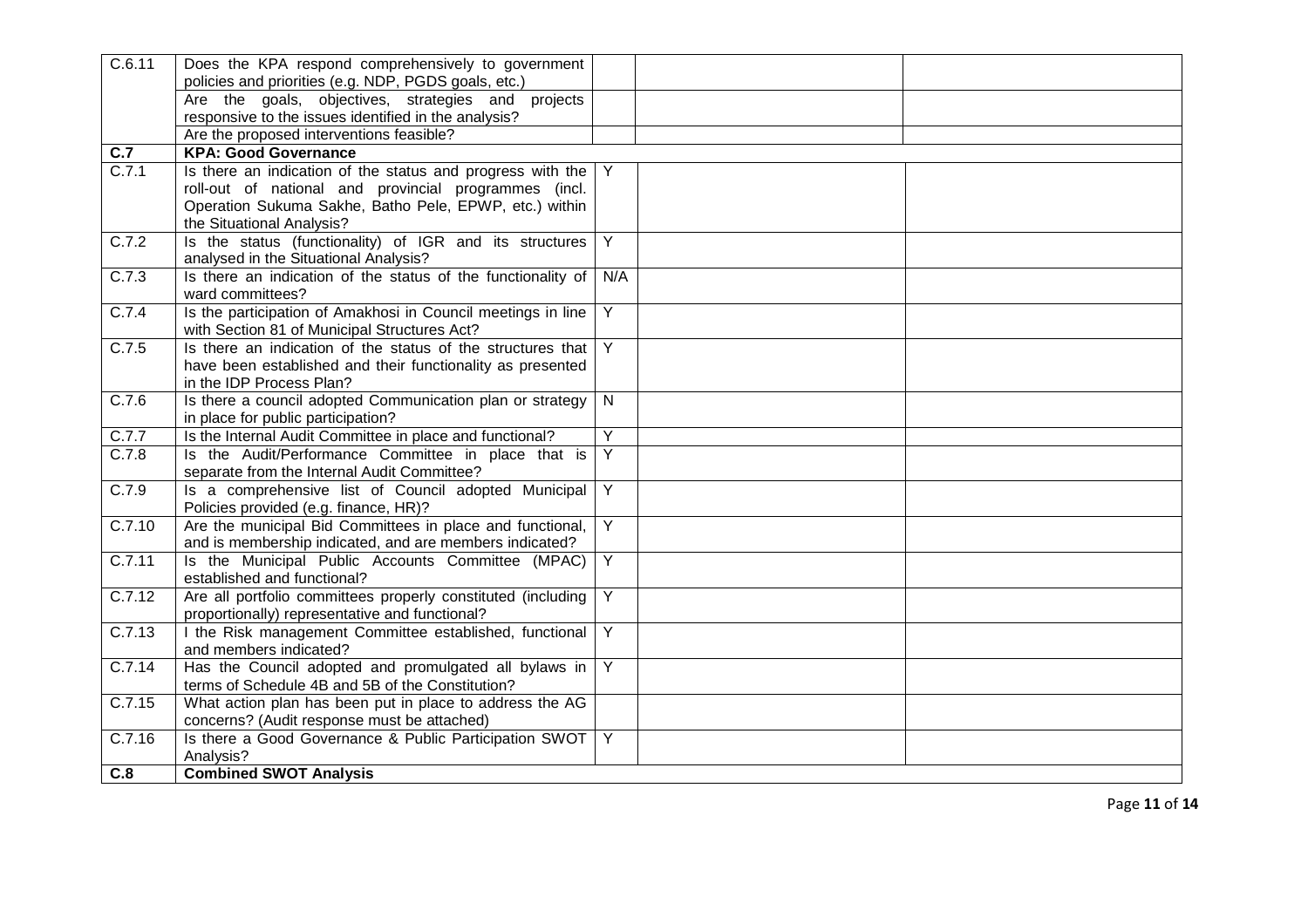| | | | | |
|---|---|---|---|---|
| C.6.11 | Does the KPA respond comprehensively to government policies and priorities (e.g. NDP, PGDS goals, etc.) | | | |
| | Are the goals, objectives, strategies and projects responsive to the issues identified in the analysis? | | | |
| | Are the proposed interventions feasible? | | | |
| **C.7** | **KPA: Good Governance** | | | |
| C.7.1 | Is there an indication of the status and progress with the roll-out of national and provincial programmes (incl. Operation Sukuma Sakhe, Batho Pele, EPWP, etc.) within the Situational Analysis? | Y | | |
| C.7.2 | Is the status (functionality) of IGR and its structures analysed in the Situational Analysis? | Y | | |
| C.7.3 | Is there an indication of the status of the functionality of ward committees? | N/A | | |
| C.7.4 | Is the participation of Amakhosi in Council meetings in line with Section 81 of Municipal Structures Act? | Y | | |
| C.7.5 | Is there an indication of the status of the structures that have been established and their functionality as presented in the IDP Process Plan? | Y | | |
| C.7.6 | Is there a council adopted Communication plan or strategy in place for public participation? | N | | |
| C.7.7 | Is the Internal Audit Committee in place and functional? | Y | | |
| C.7.8 | Is the Audit/Performance Committee in place that is separate from the Internal Audit Committee? | Y | | |
| C.7.9 | Is a comprehensive list of Council adopted Municipal Policies provided (e.g. finance, HR)? | Y | | |
| C.7.10 | Are the municipal Bid Committees in place and functional, and is membership indicated, and are members indicated? | Y | | |
| C.7.11 | Is the Municipal Public Accounts Committee (MPAC) established and functional? | Y | | |
| C.7.12 | Are all portfolio committees properly constituted (including proportionally) representative and functional? | Y | | |
| C.7.13 | I the Risk management Committee established, functional and members indicated? | Y | | |
| C.7.14 | Has the Council adopted and promulgated all bylaws in terms of Schedule 4B and 5B of the Constitution? | Y | | |
| C.7.15 | What action plan has been put in place to address the AG concerns? (Audit response must be attached) | | | |
| C.7.16 | Is there a Good Governance & Public Participation SWOT Analysis? | Y | | |
| **C.8** | **Combined SWOT Analysis** | | | |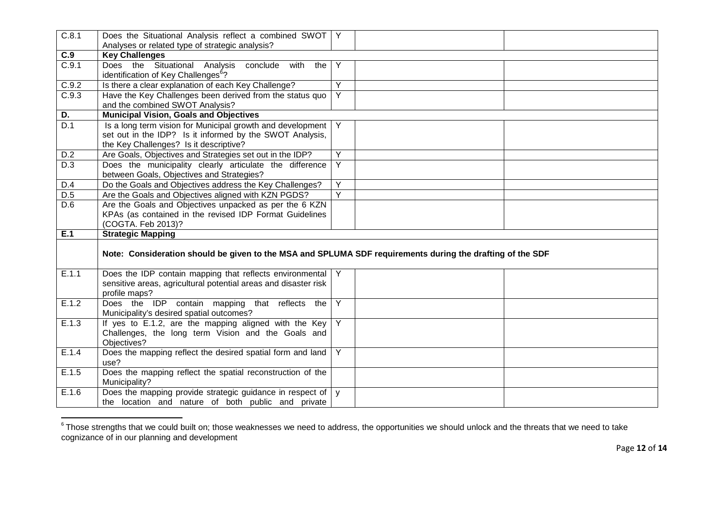| | | | | |
|---|---|---|---|---|
| C.8.1 | Does the Situational Analysis reflect a combined SWOT Analyses or related type of strategic analysis? | Y | | |
| **C.9** | **Key Challenges** | | | |
| C.9.1 | Does the Situational Analysis conclude with the identification of Key Challenges[6]? | Y | | |
| C.9.2 | Is there a clear explanation of each Key Challenge? | Y | | |
| C.9.3 | Have the Key Challenges been derived from the status quo and the combined SWOT Analysis? | Y | | |
| **D.** | **Municipal Vision, Goals and Objectives** | | | |
| D.1 | Is a long term vision for Municipal growth and development set out in the IDP? Is it informed by the SWOT Analysis, the Key Challenges? Is it descriptive? | Y | | |
| D.2 | Are Goals, Objectives and Strategies set out in the IDP? | Y | | |
| D.3 | Does the municipality clearly articulate the difference between Goals, Objectives and Strategies? | Y | | |
| D.4 | Do the Goals and Objectives address the Key Challenges? | Y | | |
| D.5 | Are the Goals and Objectives aligned with KZN PGDS? | Y | | |
| D.6 | Are the Goals and Objectives unpacked as per the 6 KZN KPAs (as contained in the revised IDP Format Guidelines (COGTA. Feb 2013)? | | | |
| **E.1** | **Strategic Mapping** | | | |
| | **Note: Consideration should be given to the MSA and SPLUMA SDF requirements during the drafting of the SDF** | | | |
| E.1.1 | Does the IDP contain mapping that reflects environmental sensitive areas, agricultural potential areas and disaster risk profile maps? | Y | | |
| E.1.2 | Does the IDP contain mapping that reflects the Municipality's desired spatial outcomes? | Y | | |
| E.1.3 | If yes to E.1.2, are the mapping aligned with the Key Challenges, the long term Vision and the Goals and Objectives? | Y | | |
| E.1.4 | Does the mapping reflect the desired spatial form and land use? | Y | | |
| E.1.5 | Does the mapping reflect the spatial reconstruction of the Municipality? | | | |
| E.1.6 | Does the mapping provide strategic guidance in respect of the location and nature of both public and private | y | | |

[6] Those strengths that we could build on; those weaknesses we need to address, the opportunities we should unlock and the threats that we need to take cognizance of in our planning and development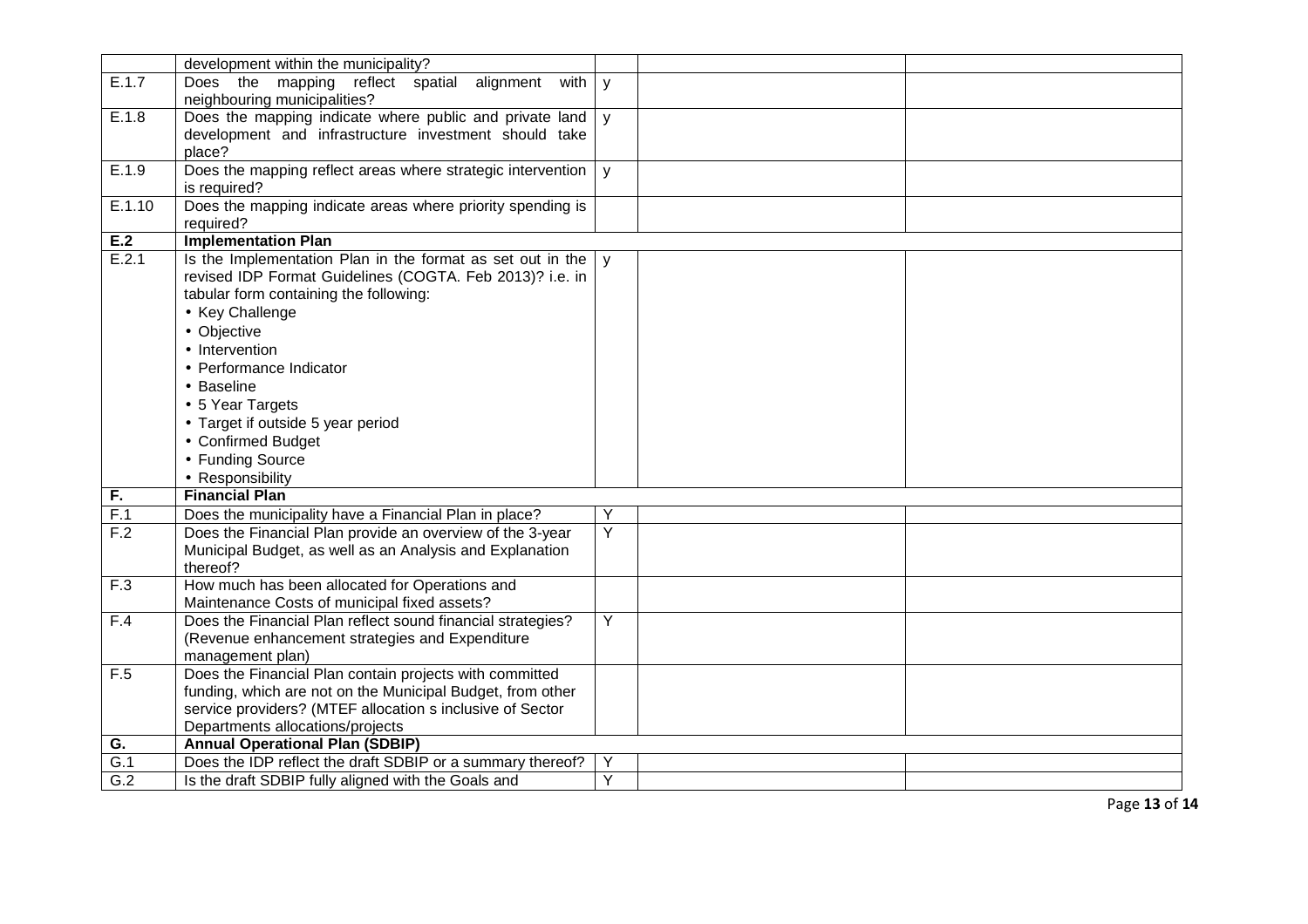| | | | | |
|---|---|---|---|---|
| | development within the municipality? | | | |
| E.1.7 | Does the mapping reflect spatial alignment with neighbouring municipalities? | y | | |
| E.1.8 | Does the mapping indicate where public and private land development and infrastructure investment should take place? | y | | |
| E.1.9 | Does the mapping reflect areas where strategic intervention is required? | y | | |
| E.1.10 | Does the mapping indicate areas where priority spending is required? | | | |
| **E.2** | **Implementation Plan** | | | |
| E.2.1 | Is the Implementation Plan in the format as set out in the revised IDP Format Guidelines (COGTA. Feb 2013)? i.e. in tabular form containing the following:<br>• Key Challenge<br>• Objective<br>• Intervention<br>• Performance Indicator<br>• Baseline<br>• 5 Year Targets<br>• Target if outside 5 year period<br>• Confirmed Budget<br>• Funding Source<br>• Responsibility | y | | |
| **F.** | **Financial Plan** | | | |
| F.1 | Does the municipality have a Financial Plan in place? | Y | | |
| F.2 | Does the Financial Plan provide an overview of the 3-year Municipal Budget, as well as an Analysis and Explanation thereof? | Y | | |
| F.3 | How much has been allocated for Operations and Maintenance Costs of municipal fixed assets? | | | |
| F.4 | Does the Financial Plan reflect sound financial strategies? (Revenue enhancement strategies and Expenditure management plan) | Y | | |
| F.5 | Does the Financial Plan contain projects with committed funding, which are not on the Municipal Budget, from other service providers? (MTEF allocation s inclusive of Sector Departments allocations/projects | | | |
| **G.** | **Annual Operational Plan (SDBIP)** | | | |
| G.1 | Does the IDP reflect the draft SDBIP or a summary thereof? | Y | | |
| G.2 | Is the draft SDBIP fully aligned with the Goals and | Y | | |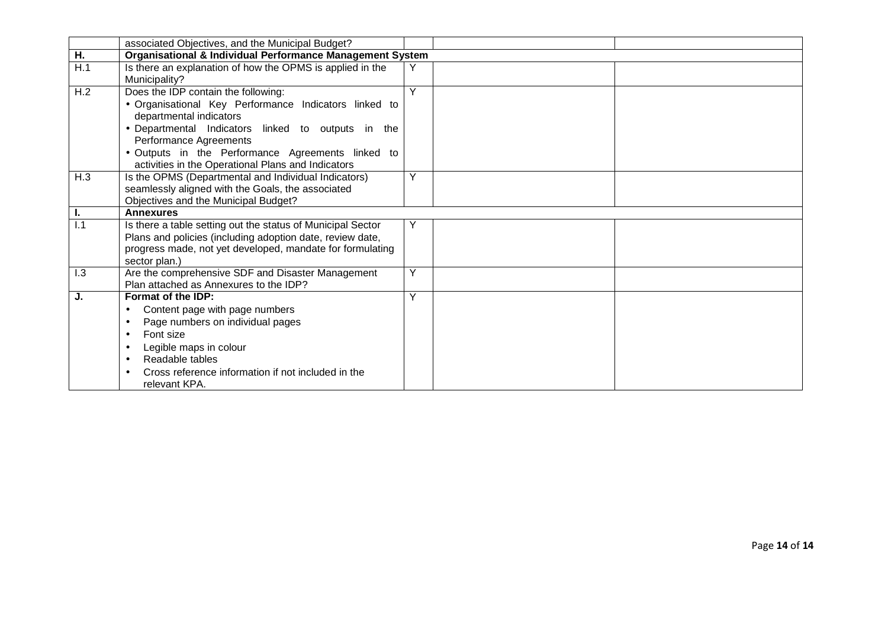| | | | | |
|---|---|---|---|---|
| | associated Objectives, and the Municipal Budget? | | | |
| **H.** | **Organisational & Individual Performance Management System** | | | |
| H.1 | Is there an explanation of how the OPMS is applied in the Municipality? | Y | | |
| H.2 | Does the IDP contain the following:<br>• Organisational Key Performance Indicators linked to departmental indicators<br>• Departmental Indicators linked to outputs in the Performance Agreements<br>• Outputs in the Performance Agreements linked to activities in the Operational Plans and Indicators | Y | | |
| H.3 | Is the OPMS (Departmental and Individual Indicators) seamlessly aligned with the Goals, the associated Objectives and the Municipal Budget? | Y | | |
| **I.** | **Annexures** | | | |
| I.1 | Is there a table setting out the status of Municipal Sector Plans and policies (including adoption date, review date, progress made, not yet developed, mandate for formulating sector plan.) | Y | | |
| I.3 | Are the comprehensive SDF and Disaster Management Plan attached as Annexures to the IDP? | Y | | |
| **J.** | **Format of the IDP:**<br>• Content page with page numbers<br>• Page numbers on individual pages<br>• Font size<br>• Legible maps in colour<br>• Readable tables<br>• Cross reference information if not included in the relevant KPA. | Y | | |